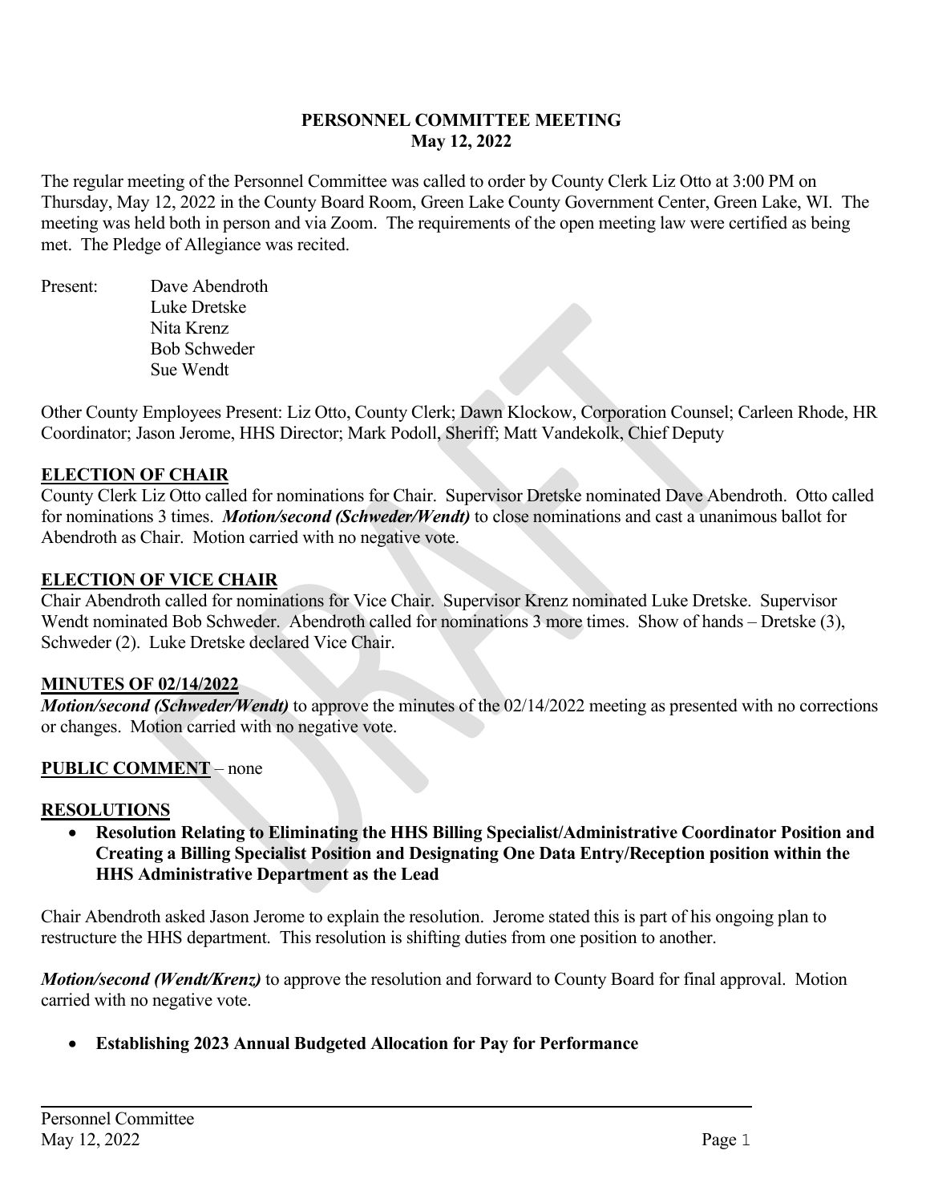# PERSONNEL COMMITTEE MEETING
## May 12, 2022

The regular meeting of the Personnel Committee was called to order by County Clerk Liz Otto at 3:00 PM on Thursday, May 12, 2022 in the County Board Room, Green Lake County Government Center, Green Lake, WI. The meeting was held both in person and via Zoom. The requirements of the open meeting law were certified as being met. The Pledge of Allegiance was recited.

Present:
- Dave Abendroth
- Luke Dretske
- Nita Krenz
- Bob Schweder
- Sue Wendt

Other County Employees Present: Liz Otto, County Clerk; Dawn Klockow, Corporation Counsel; Carleen Rhode, HR Coordinator; Jason Jerome, HHS Director; Mark Podoll, Sheriff; Matt Vandekolk, Chief Deputy

### ELECTION OF CHAIR

County Clerk Liz Otto called for nominations for Chair. Supervisor Dretske nominated Dave Abendroth. Otto called for nominations 3 times. ***Motion/second (Schweder/Wendt)*** to close nominations and cast a unanimous ballot for Abendroth as Chair. Motion carried with no negative vote.

### ELECTION OF VICE CHAIR

Chair Abendroth called for nominations for Vice Chair. Supervisor Krenz nominated Luke Dretske. Supervisor Wendt nominated Bob Schweder. Abendroth called for nominations 3 more times. Show of hands – Dretske (3), Schweder (2). Luke Dretske declared Vice Chair.

### MINUTES OF 02/14/2022

***Motion/second (Schweder/Wendt)*** to approve the minutes of the 02/14/2022 meeting as presented with no corrections or changes. Motion carried with no negative vote.

### PUBLIC COMMENT – none

### RESOLUTIONS

- **Resolution Relating to Eliminating the HHS Billing Specialist/Administrative Coordinator Position and Creating a Billing Specialist Position and Designating One Data Entry/Reception position within the HHS Administrative Department as the Lead**

Chair Abendroth asked Jason Jerome to explain the resolution. Jerome stated this is part of his ongoing plan to restructure the HHS department. This resolution is shifting duties from one position to another.

***Motion/second (Wendt/Krenz)*** to approve the resolution and forward to County Board for final approval. Motion carried with no negative vote.

- **Establishing 2023 Annual Budgeted Allocation for Pay for Performance**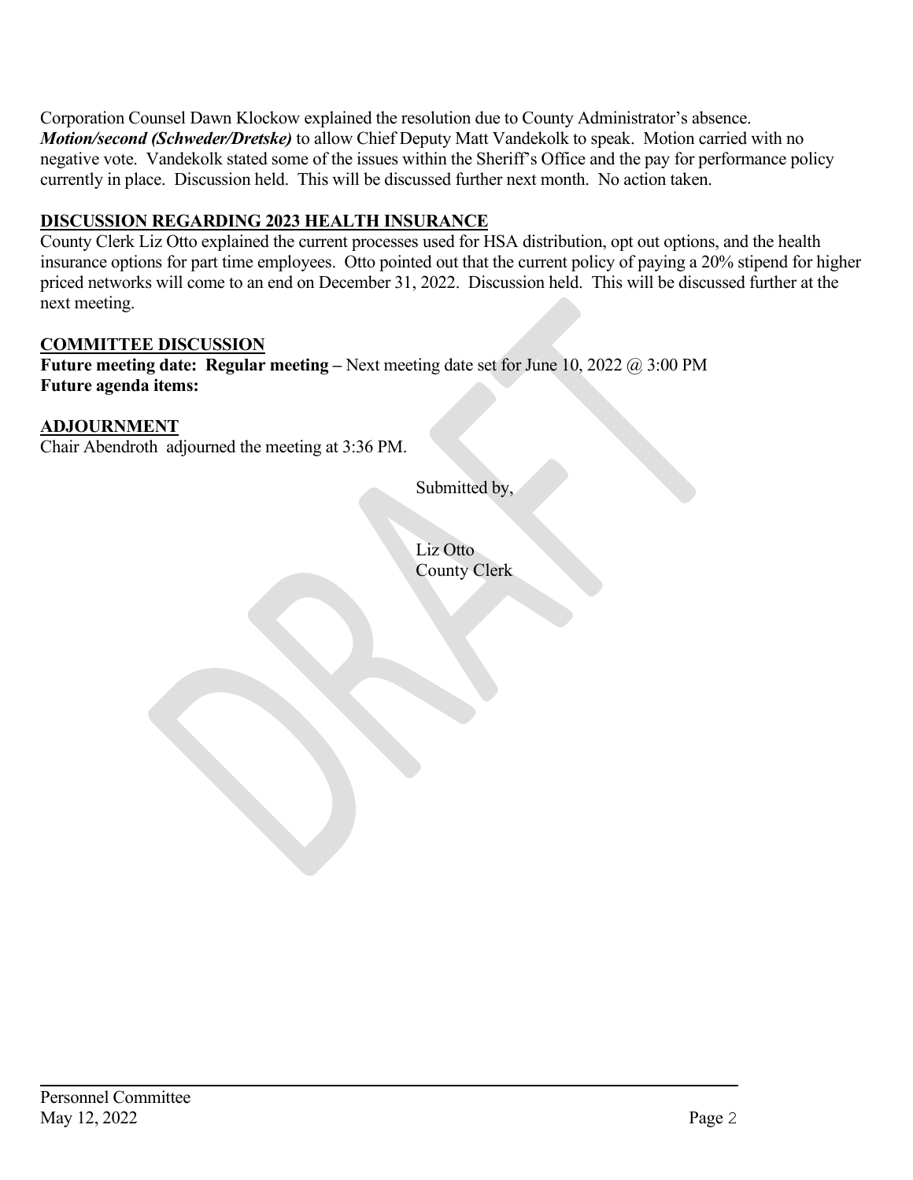Corporation Counsel Dawn Klockow explained the resolution due to County Administrator's absence. ***Motion/second (Schweder/Dretske)*** to allow Chief Deputy Matt Vandekolk to speak. Motion carried with no negative vote. Vandekolk stated some of the issues within the Sheriff's Office and the pay for performance policy currently in place. Discussion held. This will be discussed further next month. No action taken.

**DISCUSSION REGARDING 2023 HEALTH INSURANCE**

County Clerk Liz Otto explained the current processes used for HSA distribution, opt out options, and the health insurance options for part time employees. Otto pointed out that the current policy of paying a 20% stipend for higher priced networks will come to an end on December 31, 2022. Discussion held. This will be discussed further at the next meeting.

**COMMITTEE DISCUSSION**

**Future meeting date: Regular meeting –** Next meeting date set for June 10, 2022 @ 3:00 PM
**Future agenda items:**

**ADJOURNMENT**

Chair Abendroth adjourned the meeting at 3:36 PM.

Submitted by,

Liz Otto
County Clerk